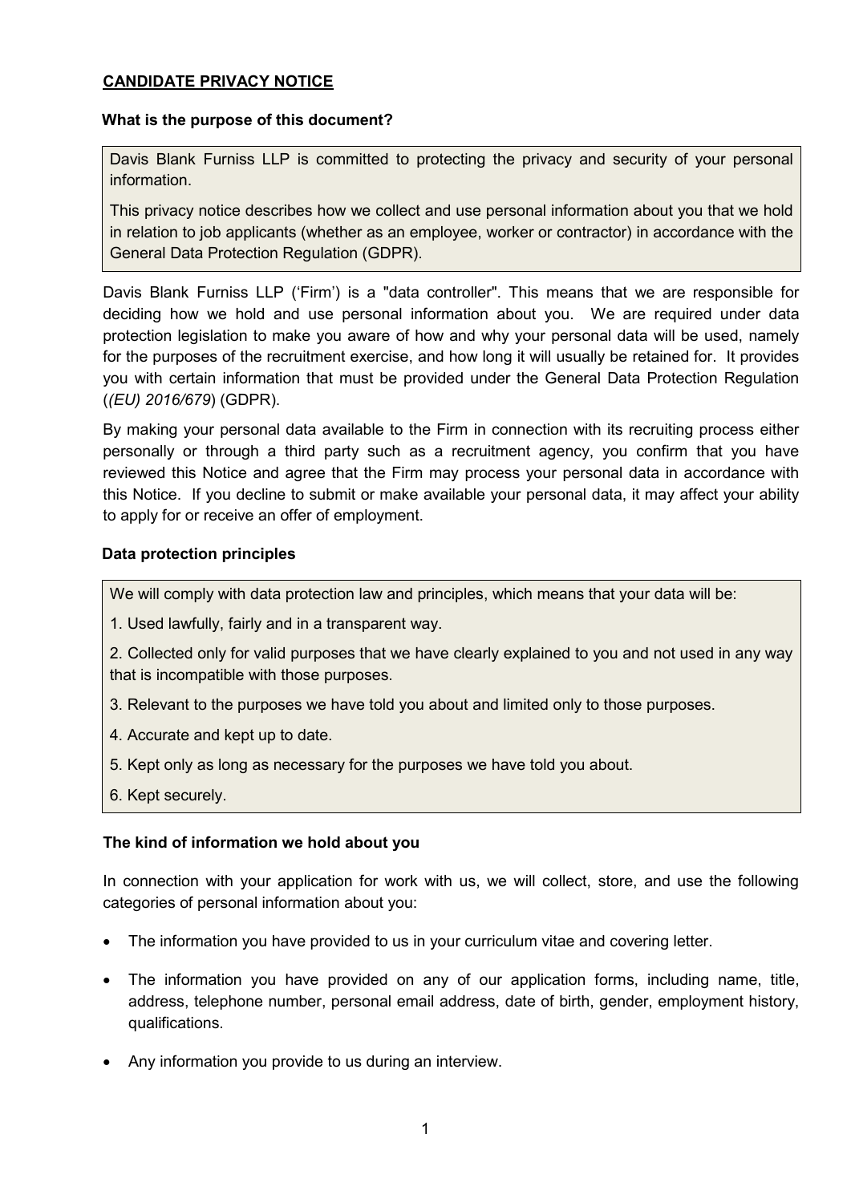## CANDIDATE PRIVACY NOTICE

### What is the purpose of this document?

Davis Blank Furniss LLP is committed to protecting the privacy and security of your personal information.

This privacy notice describes how we collect and use personal information about you that we hold in relation to job applicants (whether as an employee, worker or contractor) in accordance with the General Data Protection Regulation (GDPR).

Davis Blank Furniss LLP ('Firm') is a "data controller". This means that we are responsible for deciding how we hold and use personal information about you. We are required under data protection legislation to make you aware of how and why your personal data will be used, namely for the purposes of the recruitment exercise, and how long it will usually be retained for. It provides you with certain information that must be provided under the General Data Protection Regulation (*(EU) 2016/679*) (GDPR).

By making your personal data available to the Firm in connection with its recruiting process either personally or through a third party such as a recruitment agency, you confirm that you have reviewed this Notice and agree that the Firm may process your personal data in accordance with this Notice. If you decline to submit or make available your personal data, it may affect your ability to apply for or receive an offer of employment.

### Data protection principles

We will comply with data protection law and principles, which means that your data will be:

1. Used lawfully, fairly and in a transparent way.
2. Collected only for valid purposes that we have clearly explained to you and not used in any way that is incompatible with those purposes.
3. Relevant to the purposes we have told you about and limited only to those purposes.
4. Accurate and kept up to date.
5. Kept only as long as necessary for the purposes we have told you about.
6. Kept securely.

### The kind of information we hold about you

In connection with your application for work with us, we will collect, store, and use the following categories of personal information about you:

- The information you have provided to us in your curriculum vitae and covering letter.
- The information you have provided on any of our application forms, including name, title, address, telephone number, personal email address, date of birth, gender, employment history, qualifications.
- Any information you provide to us during an interview.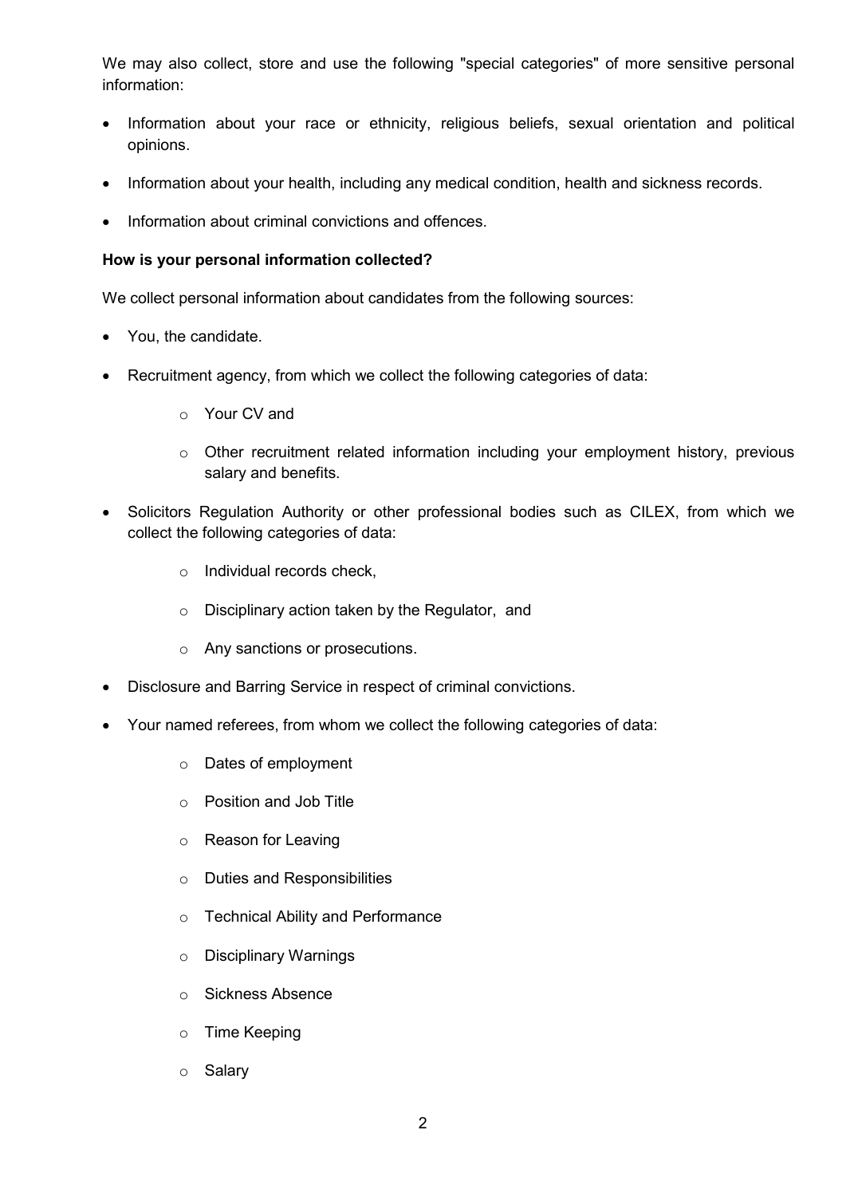We may also collect, store and use the following "special categories" of more sensitive personal information:

- Information about your race or ethnicity, religious beliefs, sexual orientation and political opinions.
- Information about your health, including any medical condition, health and sickness records.
- Information about criminal convictions and offences.

**How is your personal information collected?**

We collect personal information about candidates from the following sources:

- You, the candidate.
- Recruitment agency, from which we collect the following categories of data:
  - Your CV and
  - Other recruitment related information including your employment history, previous salary and benefits.
- Solicitors Regulation Authority or other professional bodies such as CILEX, from which we collect the following categories of data:
  - Individual records check,
  - Disciplinary action taken by the Regulator, and
  - Any sanctions or prosecutions.
- Disclosure and Barring Service in respect of criminal convictions.
- Your named referees, from whom we collect the following categories of data:
  - Dates of employment
  - Position and Job Title
  - Reason for Leaving
  - Duties and Responsibilities
  - Technical Ability and Performance
  - Disciplinary Warnings
  - Sickness Absence
  - Time Keeping
  - Salary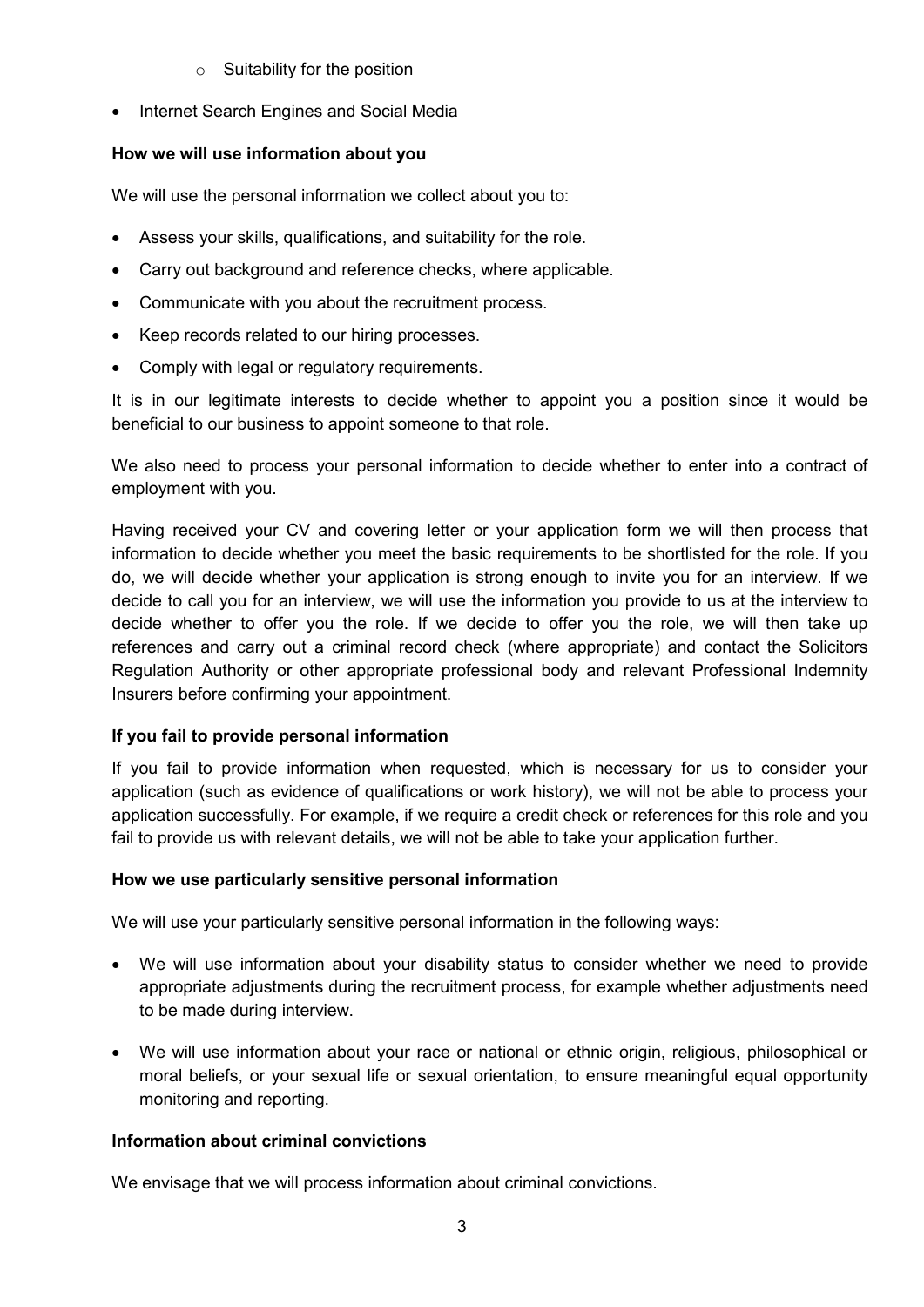- Suitability for the position

- Internet Search Engines and Social Media

**How we will use information about you**

We will use the personal information we collect about you to:

- Assess your skills, qualifications, and suitability for the role.
- Carry out background and reference checks, where applicable.
- Communicate with you about the recruitment process.
- Keep records related to our hiring processes.
- Comply with legal or regulatory requirements.

It is in our legitimate interests to decide whether to appoint you a position since it would be beneficial to our business to appoint someone to that role.

We also need to process your personal information to decide whether to enter into a contract of employment with you.

Having received your CV and covering letter or your application form we will then process that information to decide whether you meet the basic requirements to be shortlisted for the role. If you do, we will decide whether your application is strong enough to invite you for an interview. If we decide to call you for an interview, we will use the information you provide to us at the interview to decide whether to offer you the role. If we decide to offer you the role, we will then take up references and carry out a criminal record check (where appropriate) and contact the Solicitors Regulation Authority or other appropriate professional body and relevant Professional Indemnity Insurers before confirming your appointment.

**If you fail to provide personal information**

If you fail to provide information when requested, which is necessary for us to consider your application (such as evidence of qualifications or work history), we will not be able to process your application successfully. For example, if we require a credit check or references for this role and you fail to provide us with relevant details, we will not be able to take your application further.

**How we use particularly sensitive personal information**

We will use your particularly sensitive personal information in the following ways:

- We will use information about your disability status to consider whether we need to provide appropriate adjustments during the recruitment process, for example whether adjustments need to be made during interview.

- We will use information about your race or national or ethnic origin, religious, philosophical or moral beliefs, or your sexual life or sexual orientation, to ensure meaningful equal opportunity monitoring and reporting.

**Information about criminal convictions**

We envisage that we will process information about criminal convictions.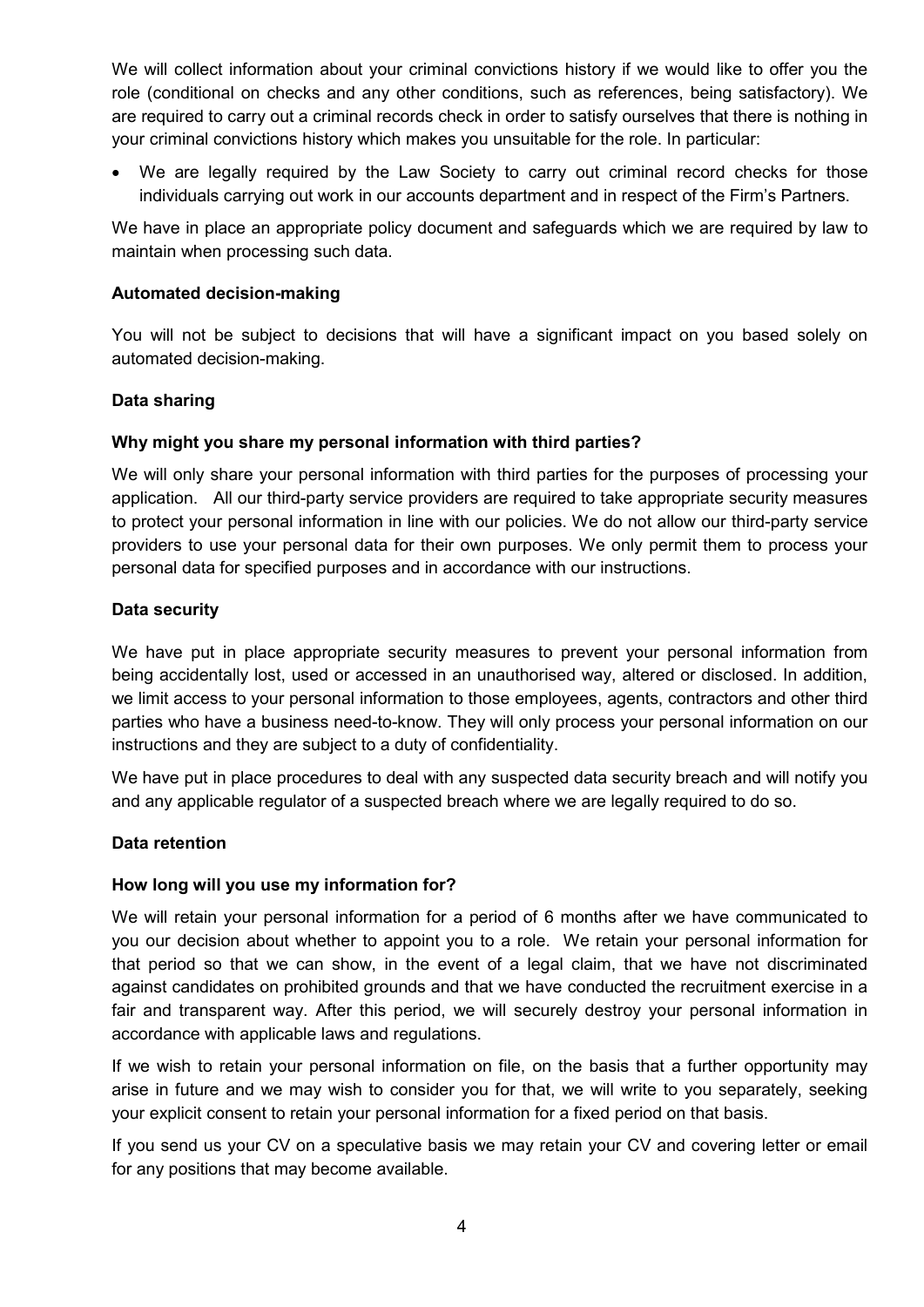We will collect information about your criminal convictions history if we would like to offer you the role (conditional on checks and any other conditions, such as references, being satisfactory). We are required to carry out a criminal records check in order to satisfy ourselves that there is nothing in your criminal convictions history which makes you unsuitable for the role. In particular:

- We are legally required by the Law Society to carry out criminal record checks for those individuals carrying out work in our accounts department and in respect of the Firm's Partners.

We have in place an appropriate policy document and safeguards which we are required by law to maintain when processing such data.

**Automated decision-making**

You will not be subject to decisions that will have a significant impact on you based solely on automated decision-making.

**Data sharing**

**Why might you share my personal information with third parties?**

We will only share your personal information with third parties for the purposes of processing your application. All our third-party service providers are required to take appropriate security measures to protect your personal information in line with our policies. We do not allow our third-party service providers to use your personal data for their own purposes. We only permit them to process your personal data for specified purposes and in accordance with our instructions.

**Data security**

We have put in place appropriate security measures to prevent your personal information from being accidentally lost, used or accessed in an unauthorised way, altered or disclosed. In addition, we limit access to your personal information to those employees, agents, contractors and other third parties who have a business need-to-know. They will only process your personal information on our instructions and they are subject to a duty of confidentiality.

We have put in place procedures to deal with any suspected data security breach and will notify you and any applicable regulator of a suspected breach where we are legally required to do so.

**Data retention**

**How long will you use my information for?**

We will retain your personal information for a period of 6 months after we have communicated to you our decision about whether to appoint you to a role. We retain your personal information for that period so that we can show, in the event of a legal claim, that we have not discriminated against candidates on prohibited grounds and that we have conducted the recruitment exercise in a fair and transparent way. After this period, we will securely destroy your personal information in accordance with applicable laws and regulations.

If we wish to retain your personal information on file, on the basis that a further opportunity may arise in future and we may wish to consider you for that, we will write to you separately, seeking your explicit consent to retain your personal information for a fixed period on that basis.

If you send us your CV on a speculative basis we may retain your CV and covering letter or email for any positions that may become available.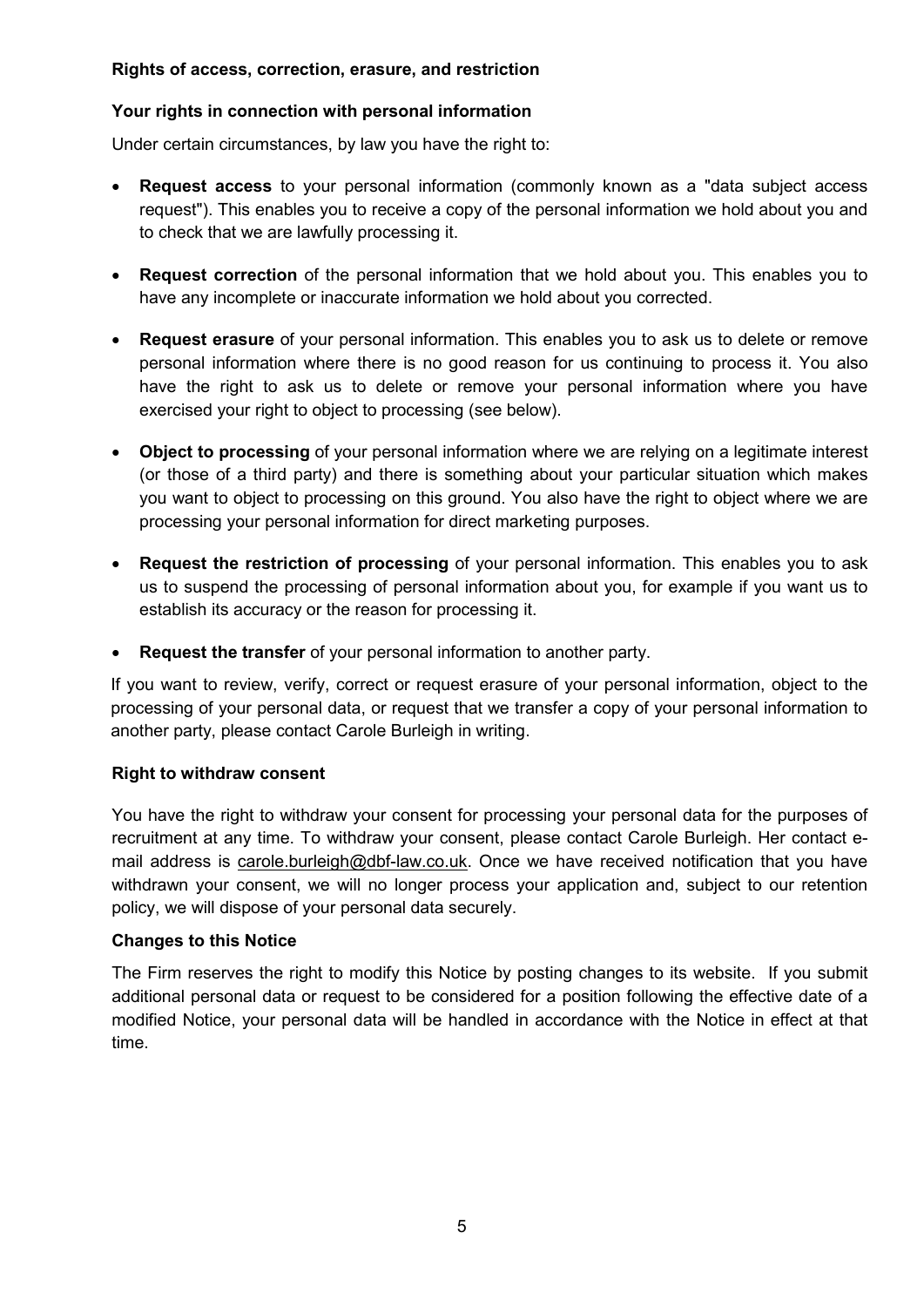**Rights of access, correction, erasure, and restriction**

**Your rights in connection with personal information**

Under certain circumstances, by law you have the right to:

- **Request access** to your personal information (commonly known as a "data subject access request"). This enables you to receive a copy of the personal information we hold about you and to check that we are lawfully processing it.
- **Request correction** of the personal information that we hold about you. This enables you to have any incomplete or inaccurate information we hold about you corrected.
- **Request erasure** of your personal information. This enables you to ask us to delete or remove personal information where there is no good reason for us continuing to process it. You also have the right to ask us to delete or remove your personal information where you have exercised your right to object to processing (see below).
- **Object to processing** of your personal information where we are relying on a legitimate interest (or those of a third party) and there is something about your particular situation which makes you want to object to processing on this ground. You also have the right to object where we are processing your personal information for direct marketing purposes.
- **Request the restriction of processing** of your personal information. This enables you to ask us to suspend the processing of personal information about you, for example if you want us to establish its accuracy or the reason for processing it.
- **Request the transfer** of your personal information to another party.

If you want to review, verify, correct or request erasure of your personal information, object to the processing of your personal data, or request that we transfer a copy of your personal information to another party, please contact Carole Burleigh in writing.

**Right to withdraw consent**

You have the right to withdraw your consent for processing your personal data for the purposes of recruitment at any time. To withdraw your consent, please contact Carole Burleigh. Her contact e-mail address is carole.burleigh@dbf-law.co.uk. Once we have received notification that you have withdrawn your consent, we will no longer process your application and, subject to our retention policy, we will dispose of your personal data securely.

**Changes to this Notice**

The Firm reserves the right to modify this Notice by posting changes to its website. If you submit additional personal data or request to be considered for a position following the effective date of a modified Notice, your personal data will be handled in accordance with the Notice in effect at that time.